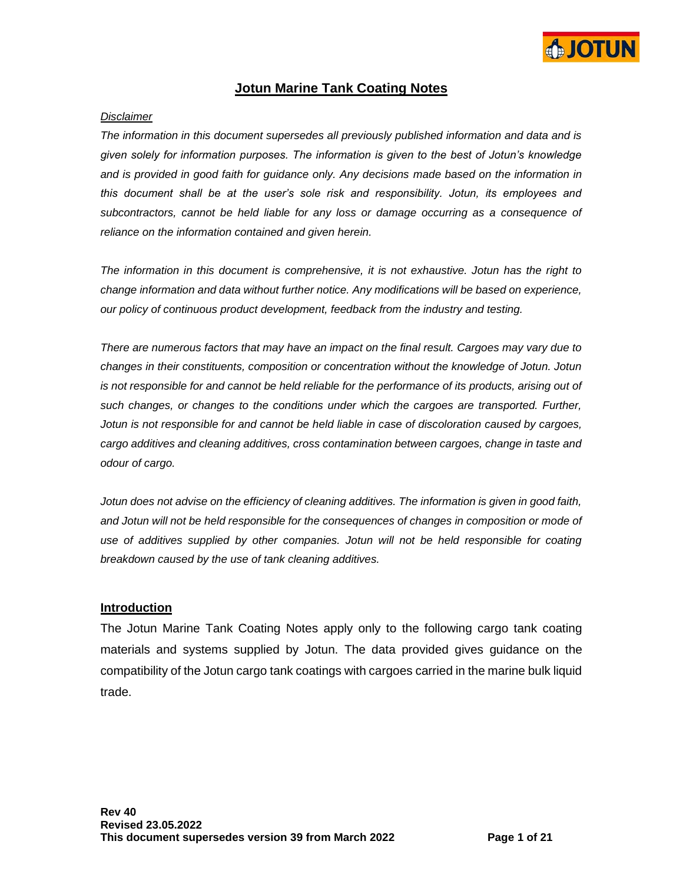# Jotun Marine Tank Coating Notes

*Disclaimer*

*The information in this document supersedes all previously published information and data and is given solely for information purposes. The information is given to the best of Jotun's knowledge and is provided in good faith for guidance only. Any decisions made based on the information in this document shall be at the user's sole risk and responsibility. Jotun, its employees and subcontractors, cannot be held liable for any loss or damage occurring as a consequence of reliance on the information contained and given herein.*

*The information in this document is comprehensive, it is not exhaustive. Jotun has the right to change information and data without further notice. Any modifications will be based on experience, our policy of continuous product development, feedback from the industry and testing.*

*There are numerous factors that may have an impact on the final result. Cargoes may vary due to changes in their constituents, composition or concentration without the knowledge of Jotun. Jotun is not responsible for and cannot be held reliable for the performance of its products, arising out of such changes, or changes to the conditions under which the cargoes are transported. Further, Jotun is not responsible for and cannot be held liable in case of discoloration caused by cargoes, cargo additives and cleaning additives, cross contamination between cargoes, change in taste and odour of cargo.*

*Jotun does not advise on the efficiency of cleaning additives. The information is given in good faith, and Jotun will not be held responsible for the consequences of changes in composition or mode of use of additives supplied by other companies. Jotun will not be held responsible for coating breakdown caused by the use of tank cleaning additives.*

## Introduction

The Jotun Marine Tank Coating Notes apply only to the following cargo tank coating materials and systems supplied by Jotun. The data provided gives guidance on the compatibility of the Jotun cargo tank coatings with cargoes carried in the marine bulk liquid trade.

**Rev 40**
**Revised 23.05.2022**
**This document supersedes version 39 from March 2022**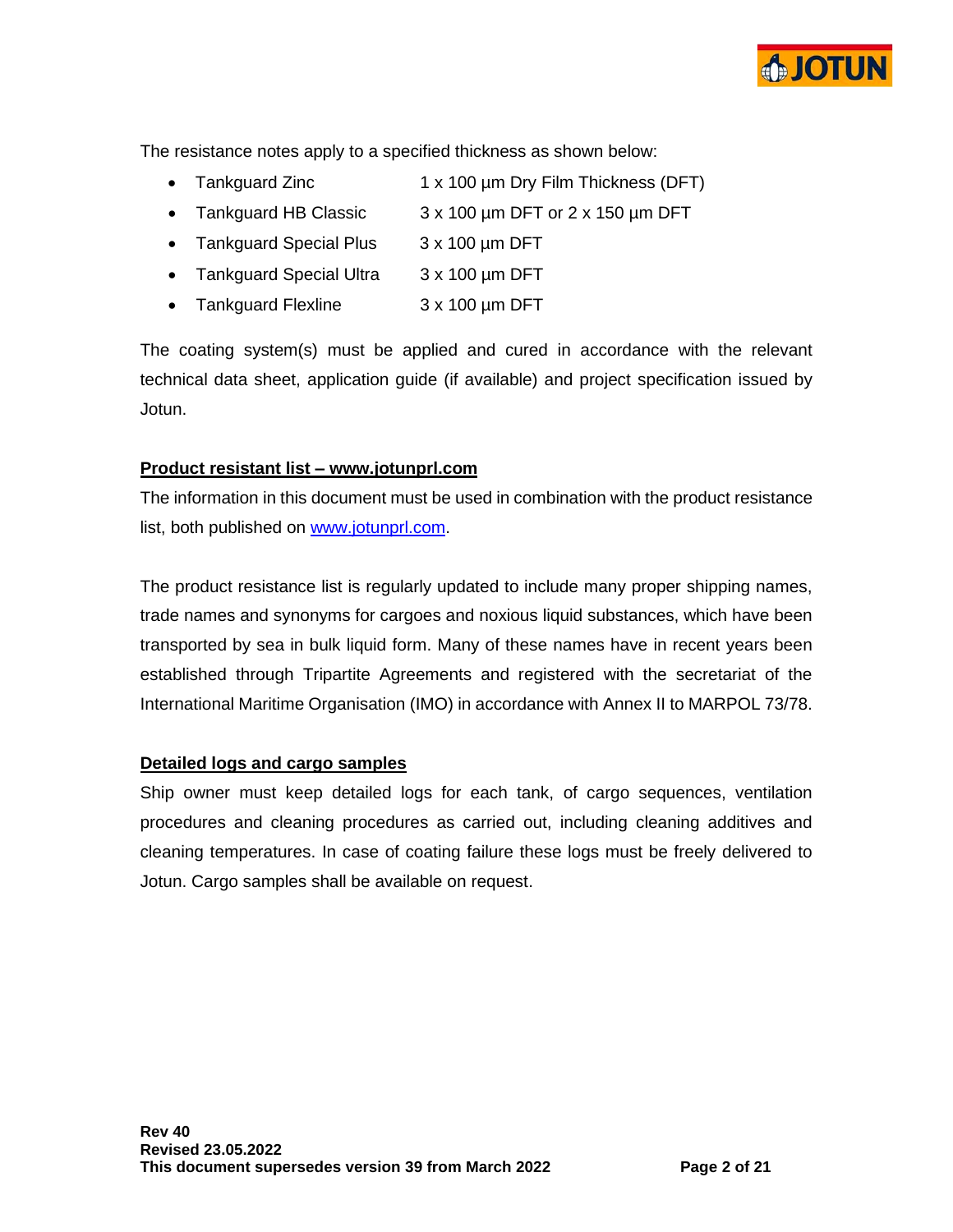The resistance notes apply to a specified thickness as shown below:

- Tankguard Zinc 1 x 100 µm Dry Film Thickness (DFT)
- Tankguard HB Classic 3 x 100 µm DFT or 2 x 150 µm DFT
- Tankguard Special Plus 3 x 100 µm DFT
- Tankguard Special Ultra 3 x 100 µm DFT
- Tankguard Flexline 3 x 100 µm DFT

The coating system(s) must be applied and cured in accordance with the relevant technical data sheet, application guide (if available) and project specification issued by Jotun.

**Product resistant list – www.jotunprl.com**

The information in this document must be used in combination with the product resistance list, both published on www.jotunprl.com.

The product resistance list is regularly updated to include many proper shipping names, trade names and synonyms for cargoes and noxious liquid substances, which have been transported by sea in bulk liquid form. Many of these names have in recent years been established through Tripartite Agreements and registered with the secretariat of the International Maritime Organisation (IMO) in accordance with Annex II to MARPOL 73/78.

**Detailed logs and cargo samples**

Ship owner must keep detailed logs for each tank, of cargo sequences, ventilation procedures and cleaning procedures as carried out, including cleaning additives and cleaning temperatures. In case of coating failure these logs must be freely delivered to Jotun. Cargo samples shall be available on request.

**Rev 40**
**Revised 23.05.2022**
**This document supersedes version 39 from March 2022**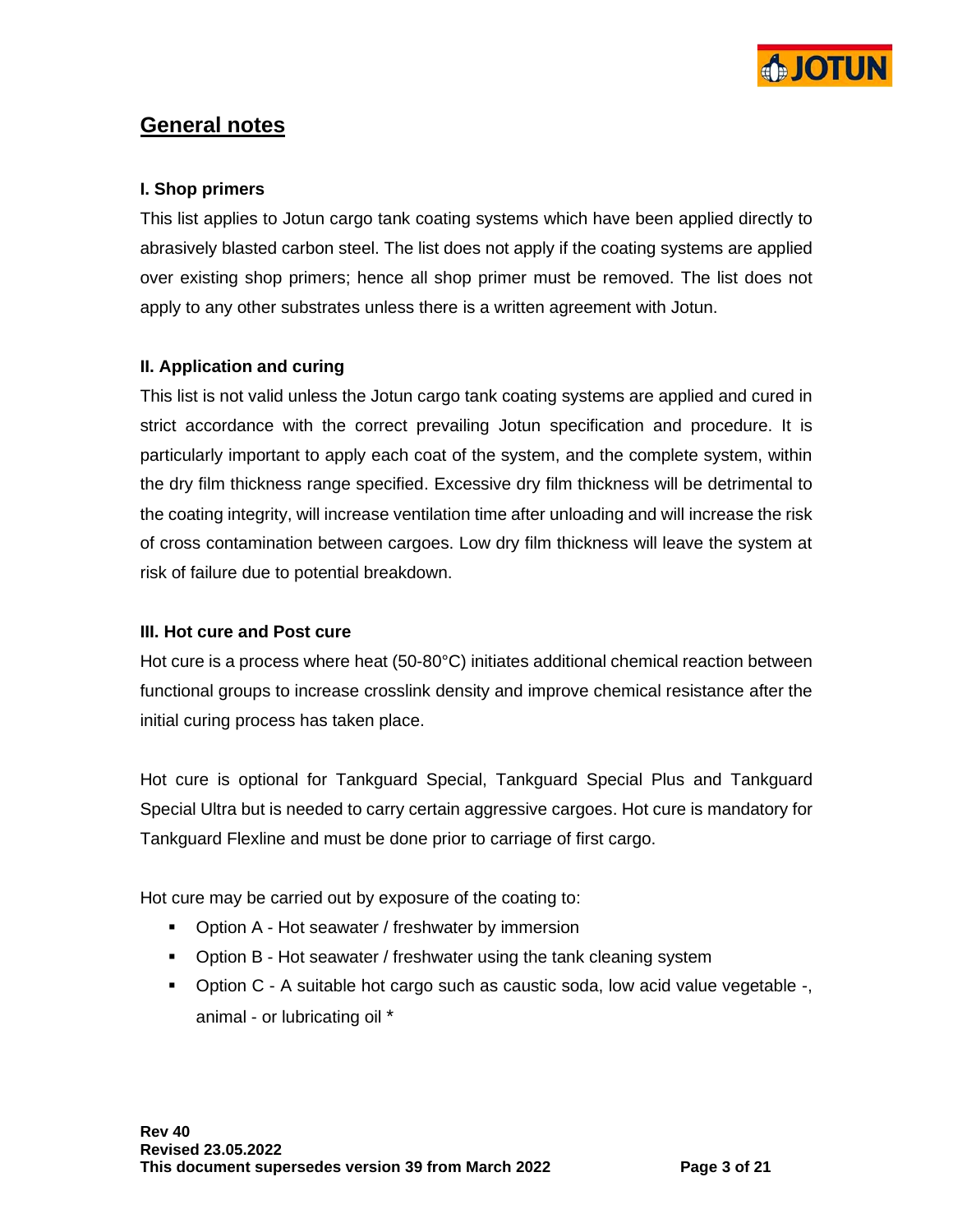## General notes

### I. Shop primers

This list applies to Jotun cargo tank coating systems which have been applied directly to abrasively blasted carbon steel. The list does not apply if the coating systems are applied over existing shop primers; hence all shop primer must be removed. The list does not apply to any other substrates unless there is a written agreement with Jotun.

### II. Application and curing

This list is not valid unless the Jotun cargo tank coating systems are applied and cured in strict accordance with the correct prevailing Jotun specification and procedure. It is particularly important to apply each coat of the system, and the complete system, within the dry film thickness range specified. Excessive dry film thickness will be detrimental to the coating integrity, will increase ventilation time after unloading and will increase the risk of cross contamination between cargoes. Low dry film thickness will leave the system at risk of failure due to potential breakdown.

### III. Hot cure and Post cure

Hot cure is a process where heat (50-80°C) initiates additional chemical reaction between functional groups to increase crosslink density and improve chemical resistance after the initial curing process has taken place.

Hot cure is optional for Tankguard Special, Tankguard Special Plus and Tankguard Special Ultra but is needed to carry certain aggressive cargoes. Hot cure is mandatory for Tankguard Flexline and must be done prior to carriage of first cargo.

Hot cure may be carried out by exposure of the coating to:

- Option A - Hot seawater / freshwater by immersion
- Option B - Hot seawater / freshwater using the tank cleaning system
- Option C - A suitable hot cargo such as caustic soda, low acid value vegetable -, animal - or lubricating oil *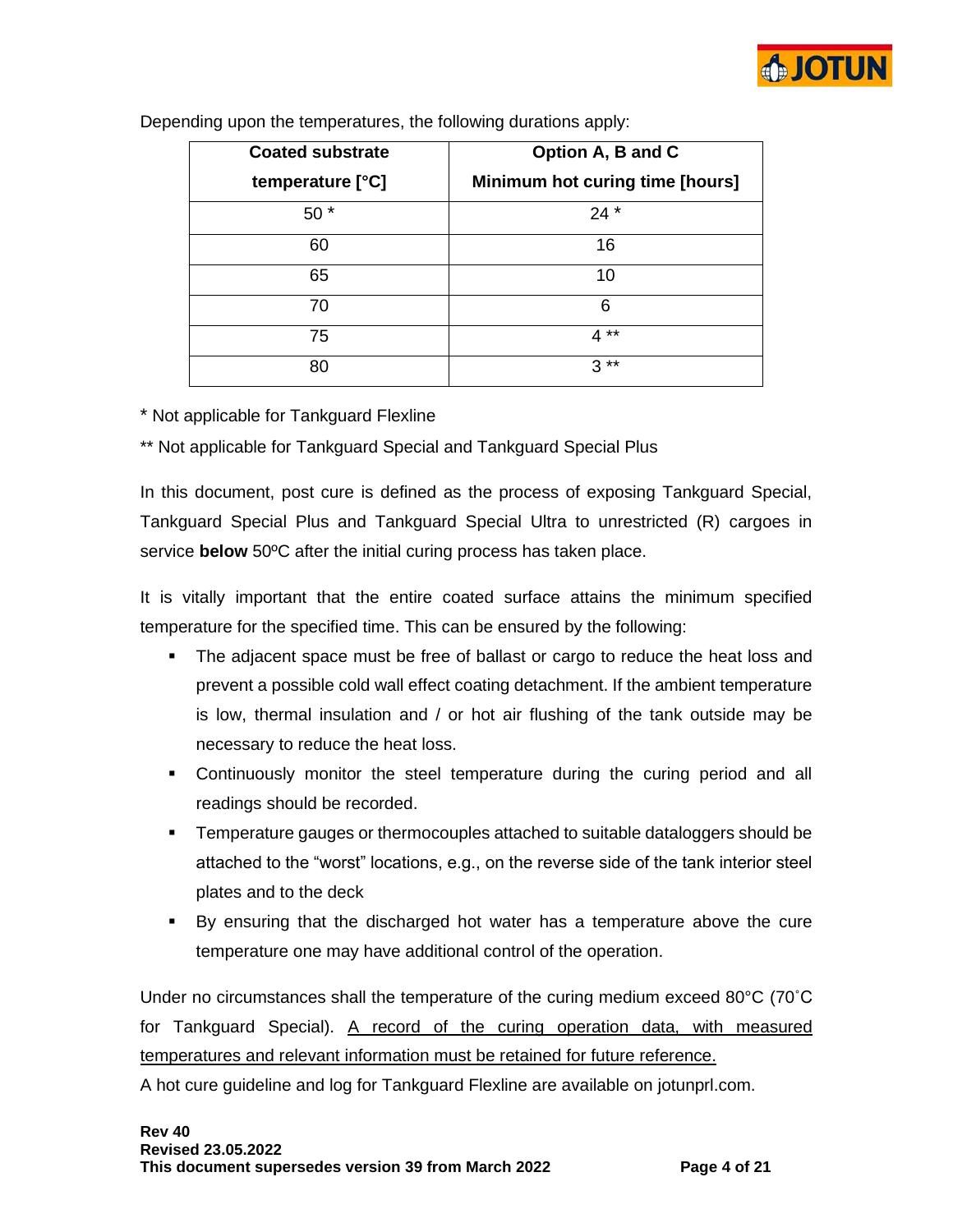Depending upon the temperatures, the following durations apply:

| Coated substrate temperature [°C] | Option A, B and C Minimum hot curing time [hours] |
|---|---|
| 50 * | 24 * |
| 60 | 16 |
| 65 | 10 |
| 70 | 6 |
| 75 | 4 ** |
| 80 | 3 ** |

* Not applicable for Tankguard Flexline

** Not applicable for Tankguard Special and Tankguard Special Plus

In this document, post cure is defined as the process of exposing Tankguard Special, Tankguard Special Plus and Tankguard Special Ultra to unrestricted (R) cargoes in service **below** 50ºC after the initial curing process has taken place.

It is vitally important that the entire coated surface attains the minimum specified temperature for the specified time. This can be ensured by the following:

- The adjacent space must be free of ballast or cargo to reduce the heat loss and prevent a possible cold wall effect coating detachment. If the ambient temperature is low, thermal insulation and / or hot air flushing of the tank outside may be necessary to reduce the heat loss.
- Continuously monitor the steel temperature during the curing period and all readings should be recorded.
- Temperature gauges or thermocouples attached to suitable dataloggers should be attached to the "worst" locations, e.g., on the reverse side of the tank interior steel plates and to the deck
- By ensuring that the discharged hot water has a temperature above the cure temperature one may have additional control of the operation.

Under no circumstances shall the temperature of the curing medium exceed 80°C (70˚C for Tankguard Special). <u>A record of the curing operation data, with measured temperatures and relevant information must be retained for future reference.</u>

A hot cure guideline and log for Tankguard Flexline are available on jotunprl.com.

**Rev 40**
**Revised 23.05.2022**
**This document supersedes version 39 from March 2022**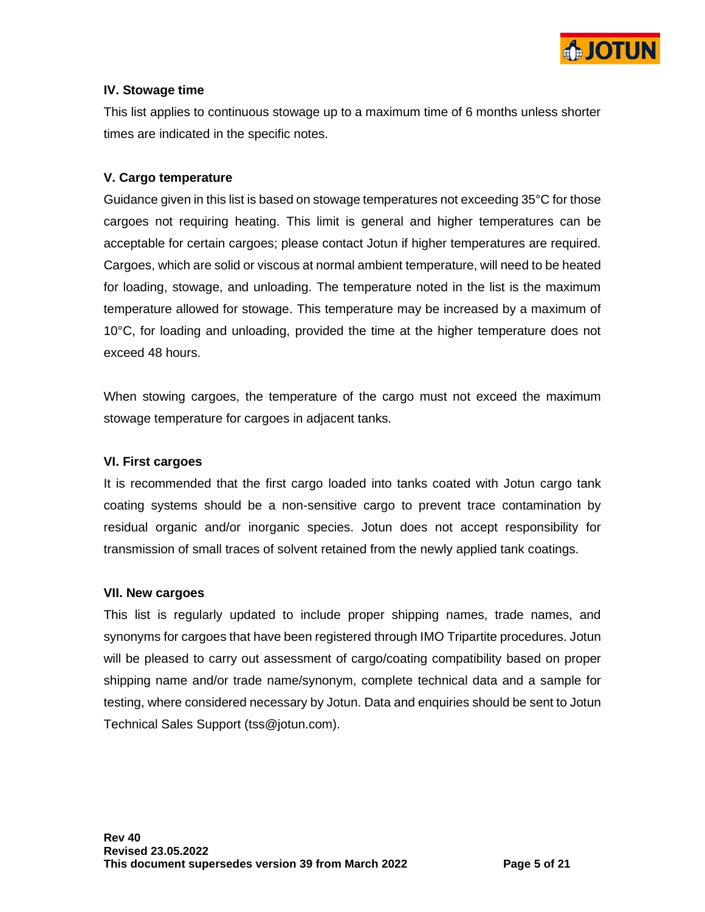## IV. Stowage time

This list applies to continuous stowage up to a maximum time of 6 months unless shorter times are indicated in the specific notes.

## V. Cargo temperature

Guidance given in this list is based on stowage temperatures not exceeding 35°C for those cargoes not requiring heating. This limit is general and higher temperatures can be acceptable for certain cargoes; please contact Jotun if higher temperatures are required. Cargoes, which are solid or viscous at normal ambient temperature, will need to be heated for loading, stowage, and unloading. The temperature noted in the list is the maximum temperature allowed for stowage. This temperature may be increased by a maximum of 10°C, for loading and unloading, provided the time at the higher temperature does not exceed 48 hours.

When stowing cargoes, the temperature of the cargo must not exceed the maximum stowage temperature for cargoes in adjacent tanks.

## VI. First cargoes

It is recommended that the first cargo loaded into tanks coated with Jotun cargo tank coating systems should be a non-sensitive cargo to prevent trace contamination by residual organic and/or inorganic species. Jotun does not accept responsibility for transmission of small traces of solvent retained from the newly applied tank coatings.

## VII. New cargoes

This list is regularly updated to include proper shipping names, trade names, and synonyms for cargoes that have been registered through IMO Tripartite procedures. Jotun will be pleased to carry out assessment of cargo/coating compatibility based on proper shipping name and/or trade name/synonym, complete technical data and a sample for testing, where considered necessary by Jotun. Data and enquiries should be sent to Jotun Technical Sales Support (tss@jotun.com).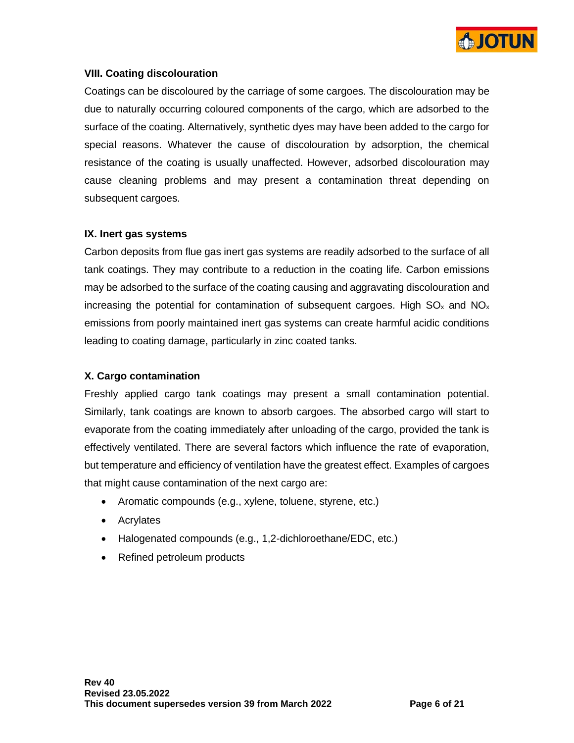### VIII. Coating discolouration

Coatings can be discoloured by the carriage of some cargoes. The discolouration may be due to naturally occurring coloured components of the cargo, which are adsorbed to the surface of the coating. Alternatively, synthetic dyes may have been added to the cargo for special reasons. Whatever the cause of discolouration by adsorption, the chemical resistance of the coating is usually unaffected. However, adsorbed discolouration may cause cleaning problems and may present a contamination threat depending on subsequent cargoes.

### IX. Inert gas systems

Carbon deposits from flue gas inert gas systems are readily adsorbed to the surface of all tank coatings. They may contribute to a reduction in the coating life. Carbon emissions may be adsorbed to the surface of the coating causing and aggravating discolouration and increasing the potential for contamination of subsequent cargoes. High $SO_x$ and $NO_x$ emissions from poorly maintained inert gas systems can create harmful acidic conditions leading to coating damage, particularly in zinc coated tanks.

### X. Cargo contamination

Freshly applied cargo tank coatings may present a small contamination potential. Similarly, tank coatings are known to absorb cargoes. The absorbed cargo will start to evaporate from the coating immediately after unloading of the cargo, provided the tank is effectively ventilated. There are several factors which influence the rate of evaporation, but temperature and efficiency of ventilation have the greatest effect. Examples of cargoes that might cause contamination of the next cargo are:

- Aromatic compounds (e.g., xylene, toluene, styrene, etc.)
- Acrylates
- Halogenated compounds (e.g., 1,2-dichloroethane/EDC, etc.)
- Refined petroleum products

**Rev 40**
**Revised 23.05.2022**
**This document supersedes version 39 from March 2022**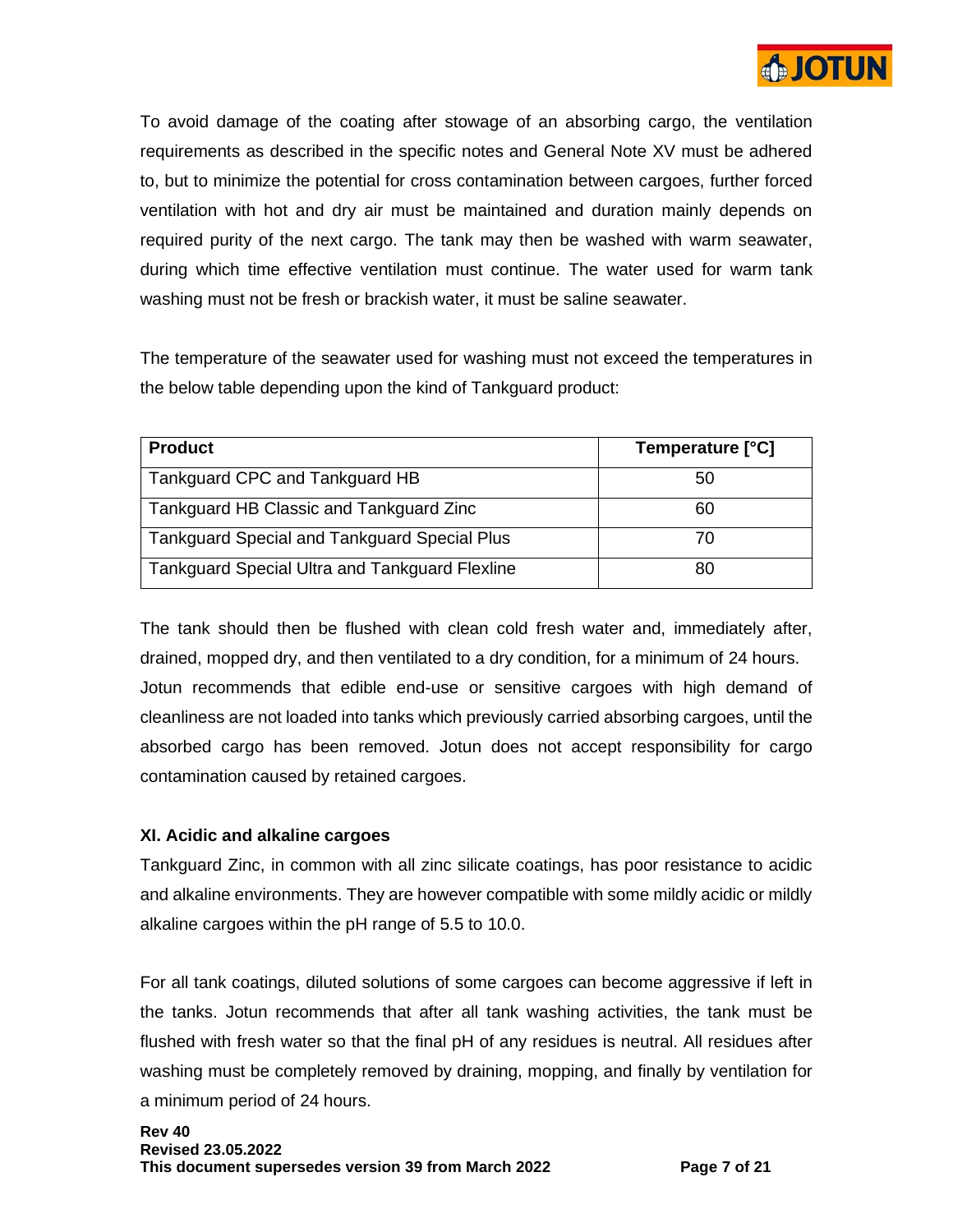To avoid damage of the coating after stowage of an absorbing cargo, the ventilation requirements as described in the specific notes and General Note XV must be adhered to, but to minimize the potential for cross contamination between cargoes, further forced ventilation with hot and dry air must be maintained and duration mainly depends on required purity of the next cargo. The tank may then be washed with warm seawater, during which time effective ventilation must continue. The water used for warm tank washing must not be fresh or brackish water, it must be saline seawater.

The temperature of the seawater used for washing must not exceed the temperatures in the below table depending upon the kind of Tankguard product:

| Product | Temperature [°C] |
| --- | --- |
| Tankguard CPC and Tankguard HB | 50 |
| Tankguard HB Classic and Tankguard Zinc | 60 |
| Tankguard Special and Tankguard Special Plus | 70 |
| Tankguard Special Ultra and Tankguard Flexline | 80 |

The tank should then be flushed with clean cold fresh water and, immediately after, drained, mopped dry, and then ventilated to a dry condition, for a minimum of 24 hours. Jotun recommends that edible end-use or sensitive cargoes with high demand of cleanliness are not loaded into tanks which previously carried absorbing cargoes, until the absorbed cargo has been removed. Jotun does not accept responsibility for cargo contamination caused by retained cargoes.

### XI. Acidic and alkaline cargoes

Tankguard Zinc, in common with all zinc silicate coatings, has poor resistance to acidic and alkaline environments. They are however compatible with some mildly acidic or mildly alkaline cargoes within the pH range of 5.5 to 10.0.

For all tank coatings, diluted solutions of some cargoes can become aggressive if left in the tanks. Jotun recommends that after all tank washing activities, the tank must be flushed with fresh water so that the final pH of any residues is neutral. All residues after washing must be completely removed by draining, mopping, and finally by ventilation for a minimum period of 24 hours.

**Rev 40**
**Revised 23.05.2022**
**This document supersedes version 39 from March 2022**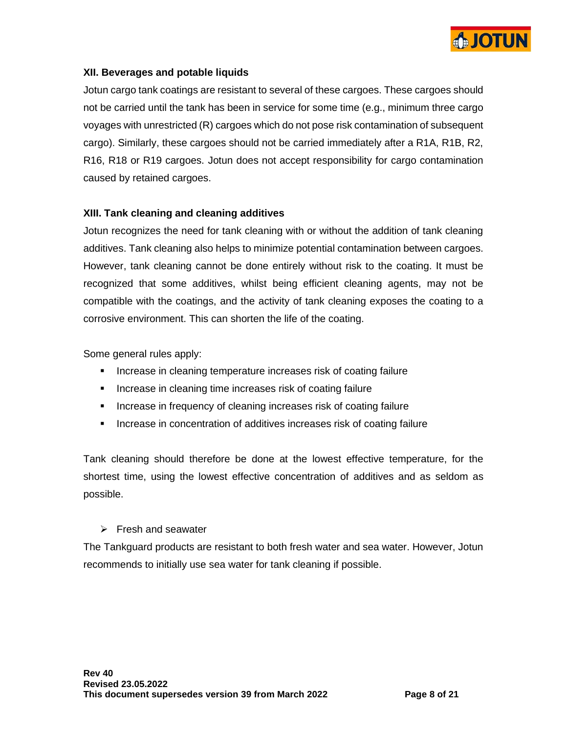### XII. Beverages and potable liquids

Jotun cargo tank coatings are resistant to several of these cargoes. These cargoes should not be carried until the tank has been in service for some time (e.g., minimum three cargo voyages with unrestricted (R) cargoes which do not pose risk contamination of subsequent cargo). Similarly, these cargoes should not be carried immediately after a R1A, R1B, R2, R16, R18 or R19 cargoes. Jotun does not accept responsibility for cargo contamination caused by retained cargoes.

### XIII. Tank cleaning and cleaning additives

Jotun recognizes the need for tank cleaning with or without the addition of tank cleaning additives. Tank cleaning also helps to minimize potential contamination between cargoes. However, tank cleaning cannot be done entirely without risk to the coating. It must be recognized that some additives, whilst being efficient cleaning agents, may not be compatible with the coatings, and the activity of tank cleaning exposes the coating to a corrosive environment. This can shorten the life of the coating.

Some general rules apply:

- Increase in cleaning temperature increases risk of coating failure
- Increase in cleaning time increases risk of coating failure
- Increase in frequency of cleaning increases risk of coating failure
- Increase in concentration of additives increases risk of coating failure

Tank cleaning should therefore be done at the lowest effective temperature, for the shortest time, using the lowest effective concentration of additives and as seldom as possible.

- Fresh and seawater

The Tankguard products are resistant to both fresh water and sea water. However, Jotun recommends to initially use sea water for tank cleaning if possible.

**Rev 40**
**Revised 23.05.2022**
**This document supersedes version 39 from March 2022**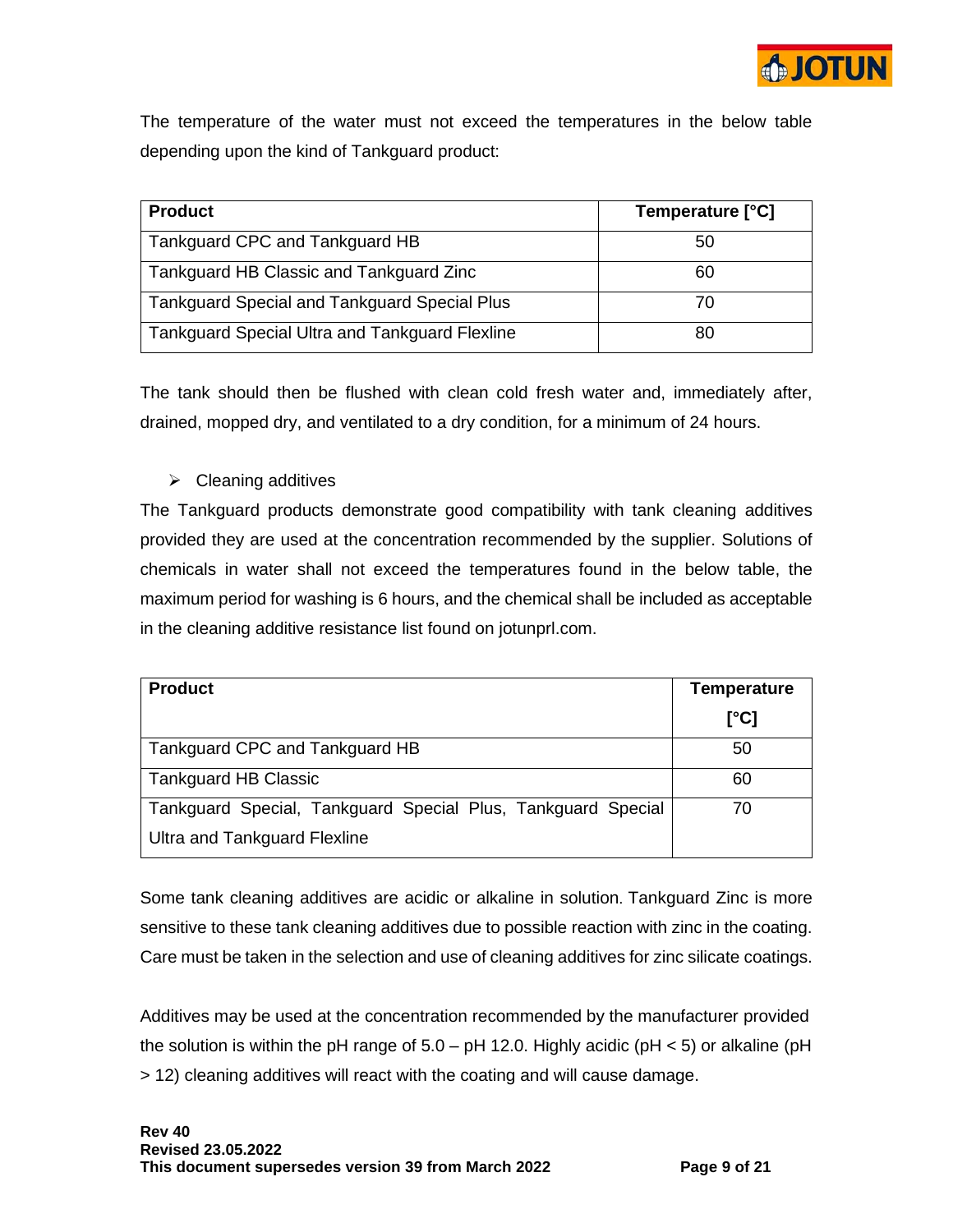The temperature of the water must not exceed the temperatures in the below table depending upon the kind of Tankguard product:

| Product | Temperature [°C] |
| --- | --- |
| Tankguard CPC and Tankguard HB | 50 |
| Tankguard HB Classic and Tankguard Zinc | 60 |
| Tankguard Special and Tankguard Special Plus | 70 |
| Tankguard Special Ultra and Tankguard Flexline | 80 |

The tank should then be flushed with clean cold fresh water and, immediately after, drained, mopped dry, and ventilated to a dry condition, for a minimum of 24 hours.

- Cleaning additives

The Tankguard products demonstrate good compatibility with tank cleaning additives provided they are used at the concentration recommended by the supplier. Solutions of chemicals in water shall not exceed the temperatures found in the below table, the maximum period for washing is 6 hours, and the chemical shall be included as acceptable in the cleaning additive resistance list found on jotunprl.com.

| Product | Temperature [°C] |
| --- | --- |
| Tankguard CPC and Tankguard HB | 50 |
| Tankguard HB Classic | 60 |
| Tankguard Special, Tankguard Special Plus, Tankguard Special Ultra and Tankguard Flexline | 70 |

Some tank cleaning additives are acidic or alkaline in solution. Tankguard Zinc is more sensitive to these tank cleaning additives due to possible reaction with zinc in the coating. Care must be taken in the selection and use of cleaning additives for zinc silicate coatings.

Additives may be used at the concentration recommended by the manufacturer provided the solution is within the pH range of 5.0 – pH 12.0. Highly acidic (pH < 5) or alkaline (pH > 12) cleaning additives will react with the coating and will cause damage.

**Rev 40**
**Revised 23.05.2022**
**This document supersedes version 39 from March 2022**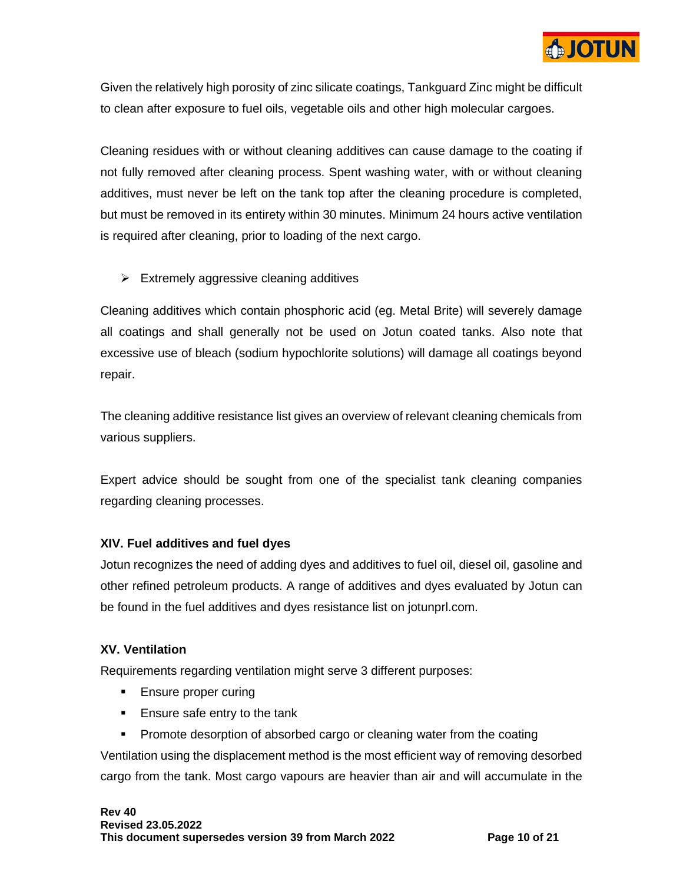Given the relatively high porosity of zinc silicate coatings, Tankguard Zinc might be difficult to clean after exposure to fuel oils, vegetable oils and other high molecular cargoes.

Cleaning residues with or without cleaning additives can cause damage to the coating if not fully removed after cleaning process. Spent washing water, with or without cleaning additives, must never be left on the tank top after the cleaning procedure is completed, but must be removed in its entirety within 30 minutes. Minimum 24 hours active ventilation is required after cleaning, prior to loading of the next cargo.

- Extremely aggressive cleaning additives

Cleaning additives which contain phosphoric acid (eg. Metal Brite) will severely damage all coatings and shall generally not be used on Jotun coated tanks. Also note that excessive use of bleach (sodium hypochlorite solutions) will damage all coatings beyond repair.

The cleaning additive resistance list gives an overview of relevant cleaning chemicals from various suppliers.

Expert advice should be sought from one of the specialist tank cleaning companies regarding cleaning processes.

### XIV. Fuel additives and fuel dyes

Jotun recognizes the need of adding dyes and additives to fuel oil, diesel oil, gasoline and other refined petroleum products. A range of additives and dyes evaluated by Jotun can be found in the fuel additives and dyes resistance list on jotunprl.com.

### XV. Ventilation

Requirements regarding ventilation might serve 3 different purposes:

- Ensure proper curing
- Ensure safe entry to the tank
- Promote desorption of absorbed cargo or cleaning water from the coating

Ventilation using the displacement method is the most efficient way of removing desorbed cargo from the tank. Most cargo vapours are heavier than air and will accumulate in the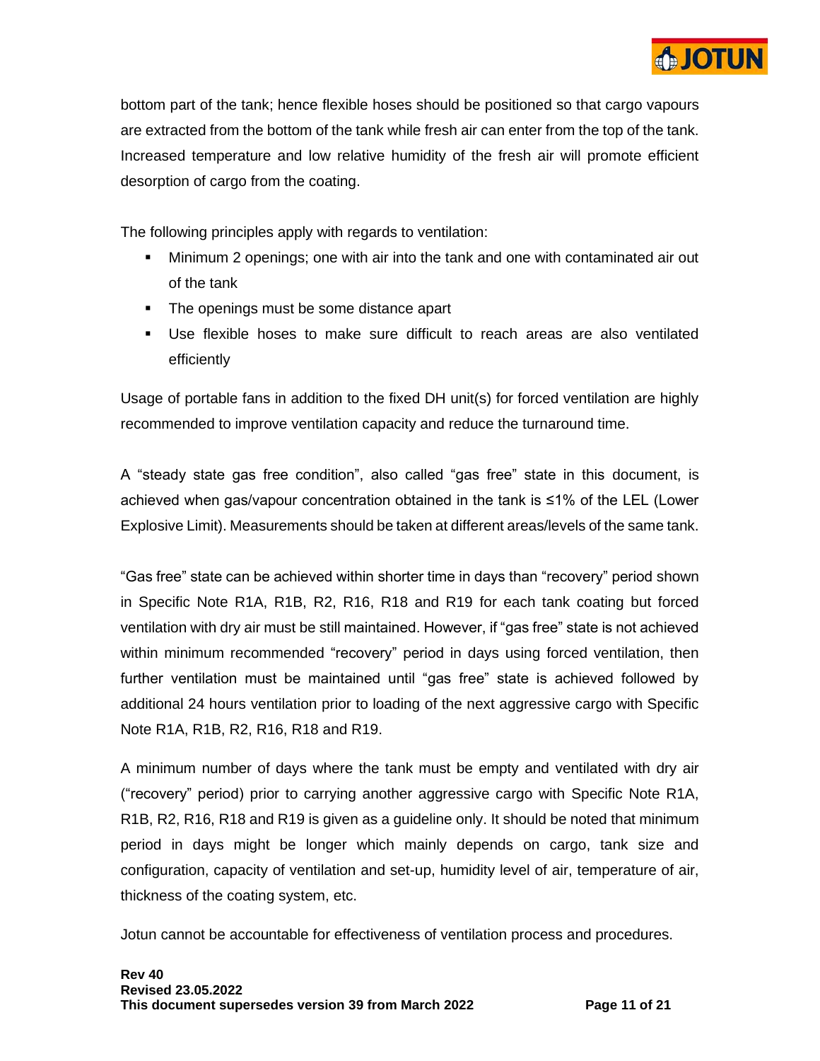bottom part of the tank; hence flexible hoses should be positioned so that cargo vapours are extracted from the bottom of the tank while fresh air can enter from the top of the tank. Increased temperature and low relative humidity of the fresh air will promote efficient desorption of cargo from the coating.

The following principles apply with regards to ventilation:

- Minimum 2 openings; one with air into the tank and one with contaminated air out of the tank
- The openings must be some distance apart
- Use flexible hoses to make sure difficult to reach areas are also ventilated efficiently

Usage of portable fans in addition to the fixed DH unit(s) for forced ventilation are highly recommended to improve ventilation capacity and reduce the turnaround time.

A "steady state gas free condition", also called "gas free" state in this document, is achieved when gas/vapour concentration obtained in the tank is ≤1% of the LEL (Lower Explosive Limit). Measurements should be taken at different areas/levels of the same tank.

"Gas free" state can be achieved within shorter time in days than "recovery" period shown in Specific Note R1A, R1B, R2, R16, R18 and R19 for each tank coating but forced ventilation with dry air must be still maintained. However, if "gas free" state is not achieved within minimum recommended "recovery" period in days using forced ventilation, then further ventilation must be maintained until "gas free" state is achieved followed by additional 24 hours ventilation prior to loading of the next aggressive cargo with Specific Note R1A, R1B, R2, R16, R18 and R19.

A minimum number of days where the tank must be empty and ventilated with dry air ("recovery" period) prior to carrying another aggressive cargo with Specific Note R1A, R1B, R2, R16, R18 and R19 is given as a guideline only. It should be noted that minimum period in days might be longer which mainly depends on cargo, tank size and configuration, capacity of ventilation and set-up, humidity level of air, temperature of air, thickness of the coating system, etc.

Jotun cannot be accountable for effectiveness of ventilation process and procedures.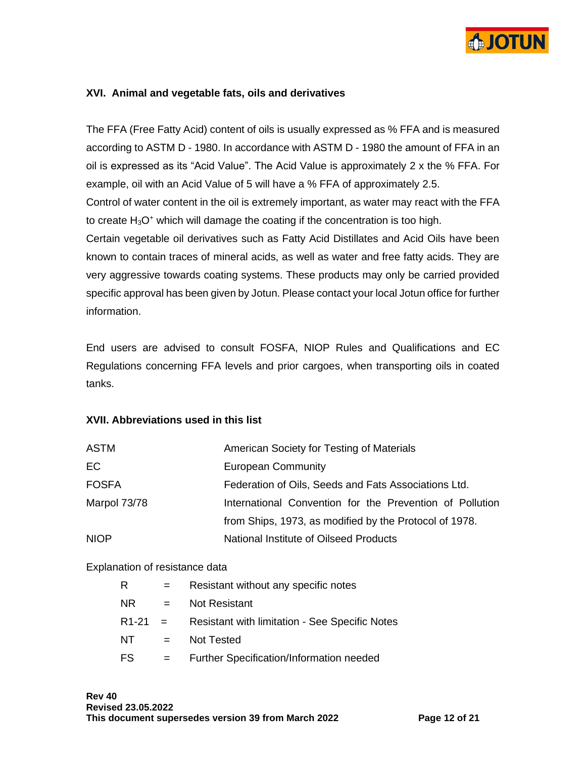### XVI. Animal and vegetable fats, oils and derivatives

The FFA (Free Fatty Acid) content of oils is usually expressed as % FFA and is measured according to ASTM D - 1980. In accordance with ASTM D - 1980 the amount of FFA in an oil is expressed as its "Acid Value". The Acid Value is approximately 2 x the % FFA. For example, oil with an Acid Value of 5 will have a % FFA of approximately 2.5.

Control of water content in the oil is extremely important, as water may react with the FFA to create $H_3O^+$ which will damage the coating if the concentration is too high.

Certain vegetable oil derivatives such as Fatty Acid Distillates and Acid Oils have been known to contain traces of mineral acids, as well as water and free fatty acids. They are very aggressive towards coating systems. These products may only be carried provided specific approval has been given by Jotun. Please contact your local Jotun office for further information.

End users are advised to consult FOSFA, NIOP Rules and Qualifications and EC Regulations concerning FFA levels and prior cargoes, when transporting oils in coated tanks.

### XVII. Abbreviations used in this list

| | |
|---|---|
| ASTM | American Society for Testing of Materials |
| EC | European Community |
| FOSFA | Federation of Oils, Seeds and Fats Associations Ltd. |
| Marpol 73/78 | International Convention for the Prevention of Pollution from Ships, 1973, as modified by the Protocol of 1978. |
| NIOP | National Institute of Oilseed Products |

Explanation of resistance data

| | | |
|---|---|---|
| R | = | Resistant without any specific notes |
| NR | = | Not Resistant |
| R1-21 | = | Resistant with limitation - See Specific Notes |
| NT | = | Not Tested |
| FS | = | Further Specification/Information needed |

**Rev 40**
**Revised 23.05.2022**
**This document supersedes version 39 from March 2022**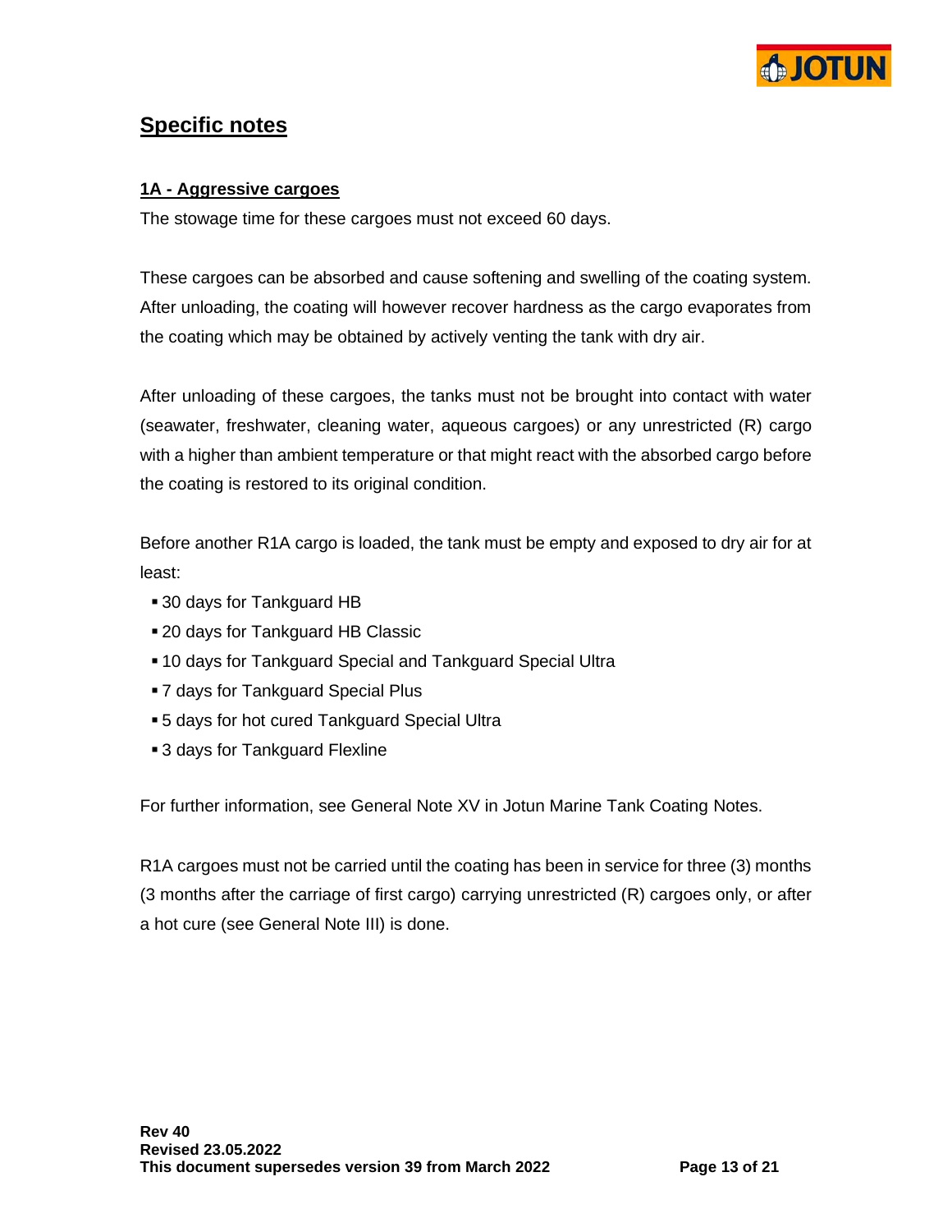## Specific notes

### 1A - Aggressive cargoes

The stowage time for these cargoes must not exceed 60 days.

These cargoes can be absorbed and cause softening and swelling of the coating system. After unloading, the coating will however recover hardness as the cargo evaporates from the coating which may be obtained by actively venting the tank with dry air.

After unloading of these cargoes, the tanks must not be brought into contact with water (seawater, freshwater, cleaning water, aqueous cargoes) or any unrestricted (R) cargo with a higher than ambient temperature or that might react with the absorbed cargo before the coating is restored to its original condition.

Before another R1A cargo is loaded, the tank must be empty and exposed to dry air for at least:

- 30 days for Tankguard HB
- 20 days for Tankguard HB Classic
- 10 days for Tankguard Special and Tankguard Special Ultra
- 7 days for Tankguard Special Plus
- 5 days for hot cured Tankguard Special Ultra
- 3 days for Tankguard Flexline

For further information, see General Note XV in Jotun Marine Tank Coating Notes.

R1A cargoes must not be carried until the coating has been in service for three (3) months (3 months after the carriage of first cargo) carrying unrestricted (R) cargoes only, or after a hot cure (see General Note III) is done.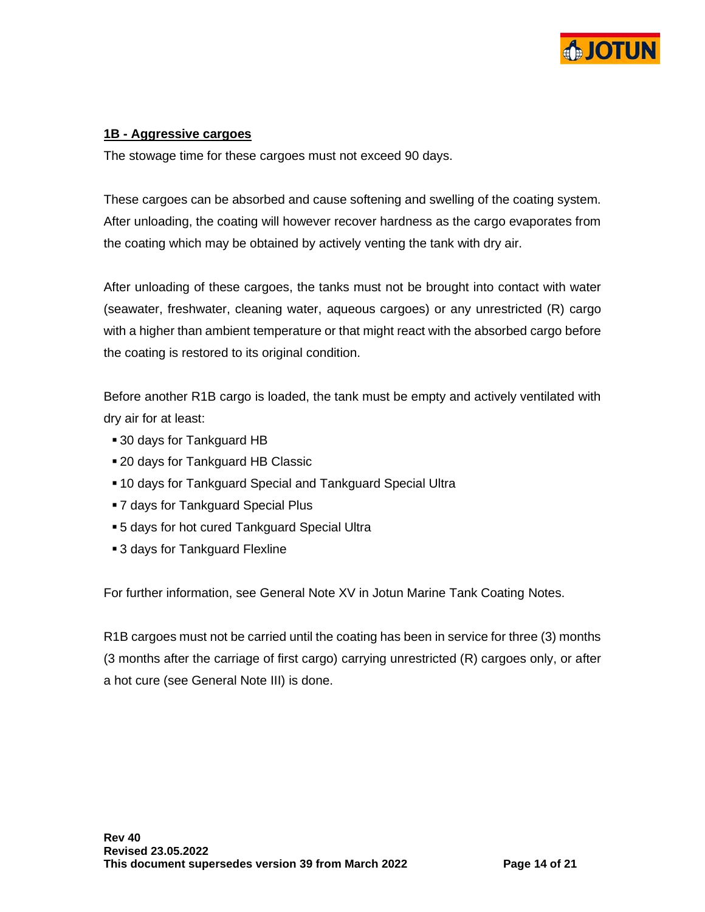**1B - Aggressive cargoes**

The stowage time for these cargoes must not exceed 90 days.

These cargoes can be absorbed and cause softening and swelling of the coating system. After unloading, the coating will however recover hardness as the cargo evaporates from the coating which may be obtained by actively venting the tank with dry air.

After unloading of these cargoes, the tanks must not be brought into contact with water (seawater, freshwater, cleaning water, aqueous cargoes) or any unrestricted (R) cargo with a higher than ambient temperature or that might react with the absorbed cargo before the coating is restored to its original condition.

Before another R1B cargo is loaded, the tank must be empty and actively ventilated with dry air for at least:

- 30 days for Tankguard HB
- 20 days for Tankguard HB Classic
- 10 days for Tankguard Special and Tankguard Special Ultra
- 7 days for Tankguard Special Plus
- 5 days for hot cured Tankguard Special Ultra
- 3 days for Tankguard Flexline

For further information, see General Note XV in Jotun Marine Tank Coating Notes.

R1B cargoes must not be carried until the coating has been in service for three (3) months (3 months after the carriage of first cargo) carrying unrestricted (R) cargoes only, or after a hot cure (see General Note III) is done.

**Rev 40**
**Revised 23.05.2022**
**This document supersedes version 39 from March 2022**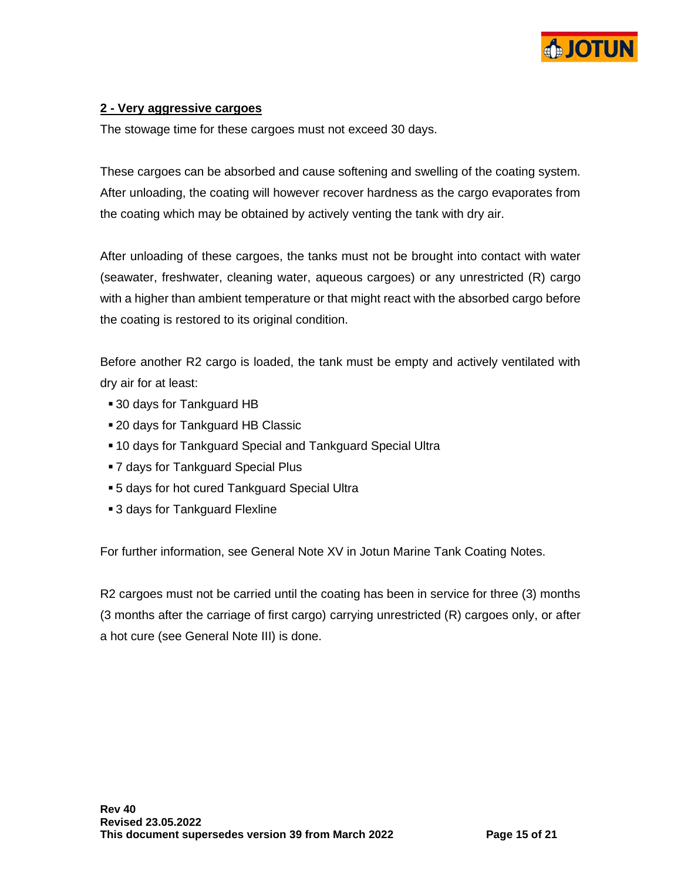## 2 - Very aggressive cargoes

The stowage time for these cargoes must not exceed 30 days.

These cargoes can be absorbed and cause softening and swelling of the coating system. After unloading, the coating will however recover hardness as the cargo evaporates from the coating which may be obtained by actively venting the tank with dry air.

After unloading of these cargoes, the tanks must not be brought into contact with water (seawater, freshwater, cleaning water, aqueous cargoes) or any unrestricted (R) cargo with a higher than ambient temperature or that might react with the absorbed cargo before the coating is restored to its original condition.

Before another R2 cargo is loaded, the tank must be empty and actively ventilated with dry air for at least:

- 30 days for Tankguard HB
- 20 days for Tankguard HB Classic
- 10 days for Tankguard Special and Tankguard Special Ultra
- 7 days for Tankguard Special Plus
- 5 days for hot cured Tankguard Special Ultra
- 3 days for Tankguard Flexline

For further information, see General Note XV in Jotun Marine Tank Coating Notes.

R2 cargoes must not be carried until the coating has been in service for three (3) months (3 months after the carriage of first cargo) carrying unrestricted (R) cargoes only, or after a hot cure (see General Note III) is done.

**Rev 40**
**Revised 23.05.2022**
**This document supersedes version 39 from March 2022**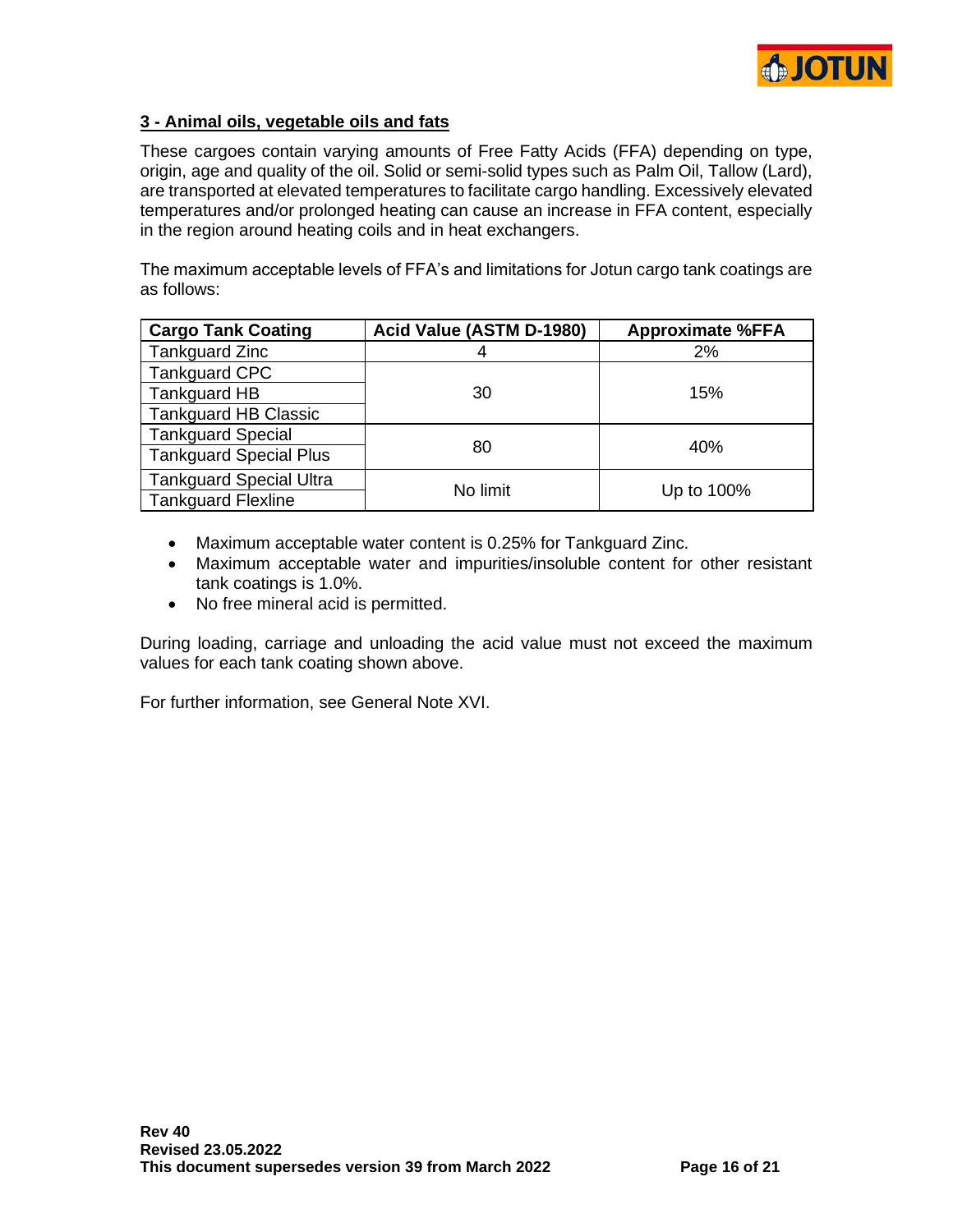### 3 - Animal oils, vegetable oils and fats

These cargoes contain varying amounts of Free Fatty Acids (FFA) depending on type, origin, age and quality of the oil. Solid or semi-solid types such as Palm Oil, Tallow (Lard), are transported at elevated temperatures to facilitate cargo handling. Excessively elevated temperatures and/or prolonged heating can cause an increase in FFA content, especially in the region around heating coils and in heat exchangers.

The maximum acceptable levels of FFA's and limitations for Jotun cargo tank coatings are as follows:

| Cargo Tank Coating | Acid Value (ASTM D-1980) | Approximate %FFA |
|---|---|---|
| Tankguard Zinc | 4 | 2% |
| Tankguard CPC | 30 | 15% |
| Tankguard HB | | |
| Tankguard HB Classic | | |
| Tankguard Special | 80 | 40% |
| Tankguard Special Plus | | |
| Tankguard Special Ultra | No limit | Up to 100% |
| Tankguard Flexline | | |

- Maximum acceptable water content is 0.25% for Tankguard Zinc.
- Maximum acceptable water and impurities/insoluble content for other resistant tank coatings is 1.0%.
- No free mineral acid is permitted.

During loading, carriage and unloading the acid value must not exceed the maximum values for each tank coating shown above.

For further information, see General Note XVI.

**Rev 40**
**Revised 23.05.2022**
**This document supersedes version 39 from March 2022**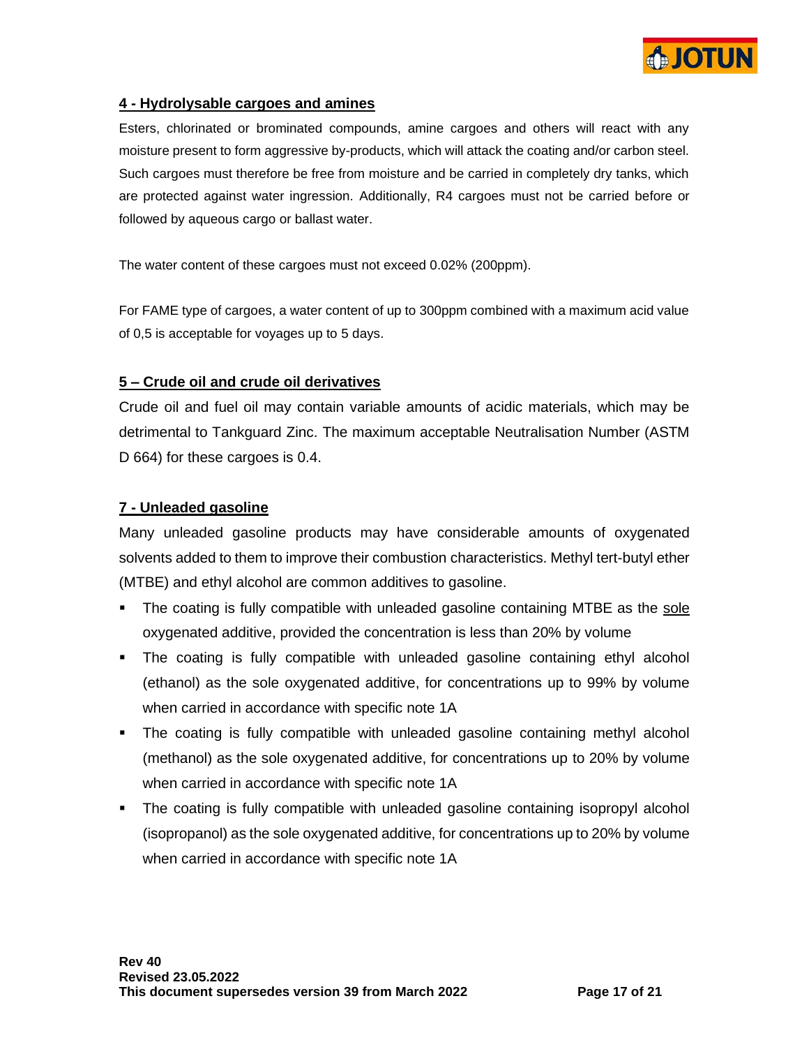### 4 - Hydrolysable cargoes and amines

Esters, chlorinated or brominated compounds, amine cargoes and others will react with any moisture present to form aggressive by-products, which will attack the coating and/or carbon steel. Such cargoes must therefore be free from moisture and be carried in completely dry tanks, which are protected against water ingression. Additionally, R4 cargoes must not be carried before or followed by aqueous cargo or ballast water.

The water content of these cargoes must not exceed 0.02% (200ppm).

For FAME type of cargoes, a water content of up to 300ppm combined with a maximum acid value of 0,5 is acceptable for voyages up to 5 days.

### 5 – Crude oil and crude oil derivatives

Crude oil and fuel oil may contain variable amounts of acidic materials, which may be detrimental to Tankguard Zinc. The maximum acceptable Neutralisation Number (ASTM D 664) for these cargoes is 0.4.

### 7 - Unleaded gasoline

Many unleaded gasoline products may have considerable amounts of oxygenated solvents added to them to improve their combustion characteristics. Methyl tert-butyl ether (MTBE) and ethyl alcohol are common additives to gasoline.

- The coating is fully compatible with unleaded gasoline containing MTBE as the sole oxygenated additive, provided the concentration is less than 20% by volume
- The coating is fully compatible with unleaded gasoline containing ethyl alcohol (ethanol) as the sole oxygenated additive, for concentrations up to 99% by volume when carried in accordance with specific note 1A
- The coating is fully compatible with unleaded gasoline containing methyl alcohol (methanol) as the sole oxygenated additive, for concentrations up to 20% by volume when carried in accordance with specific note 1A
- The coating is fully compatible with unleaded gasoline containing isopropyl alcohol (isopropanol) as the sole oxygenated additive, for concentrations up to 20% by volume when carried in accordance with specific note 1A

**Rev 40**
**Revised 23.05.2022**
**This document supersedes version 39 from March 2022**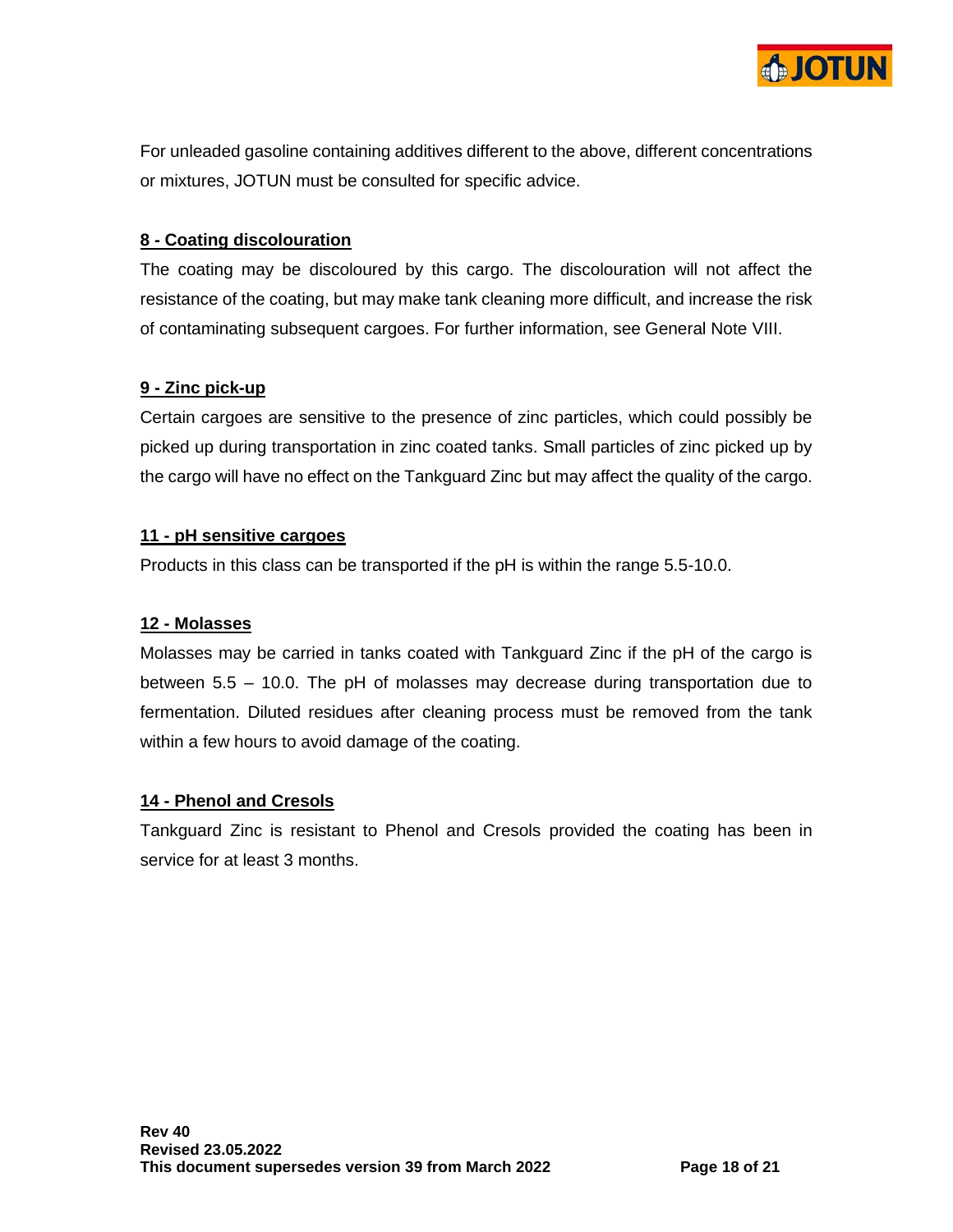For unleaded gasoline containing additives different to the above, different concentrations or mixtures, JOTUN must be consulted for specific advice.

### 8 - Coating discolouration

The coating may be discoloured by this cargo. The discolouration will not affect the resistance of the coating, but may make tank cleaning more difficult, and increase the risk of contaminating subsequent cargoes. For further information, see General Note VIII.

### 9 - Zinc pick-up

Certain cargoes are sensitive to the presence of zinc particles, which could possibly be picked up during transportation in zinc coated tanks. Small particles of zinc picked up by the cargo will have no effect on the Tankguard Zinc but may affect the quality of the cargo.

### 11 - pH sensitive cargoes

Products in this class can be transported if the pH is within the range 5.5-10.0.

### 12 - Molasses

Molasses may be carried in tanks coated with Tankguard Zinc if the pH of the cargo is between 5.5 – 10.0. The pH of molasses may decrease during transportation due to fermentation. Diluted residues after cleaning process must be removed from the tank within a few hours to avoid damage of the coating.

### 14 - Phenol and Cresols

Tankguard Zinc is resistant to Phenol and Cresols provided the coating has been in service for at least 3 months.

**Rev 40**
**Revised 23.05.2022**
**This document supersedes version 39 from March 2022**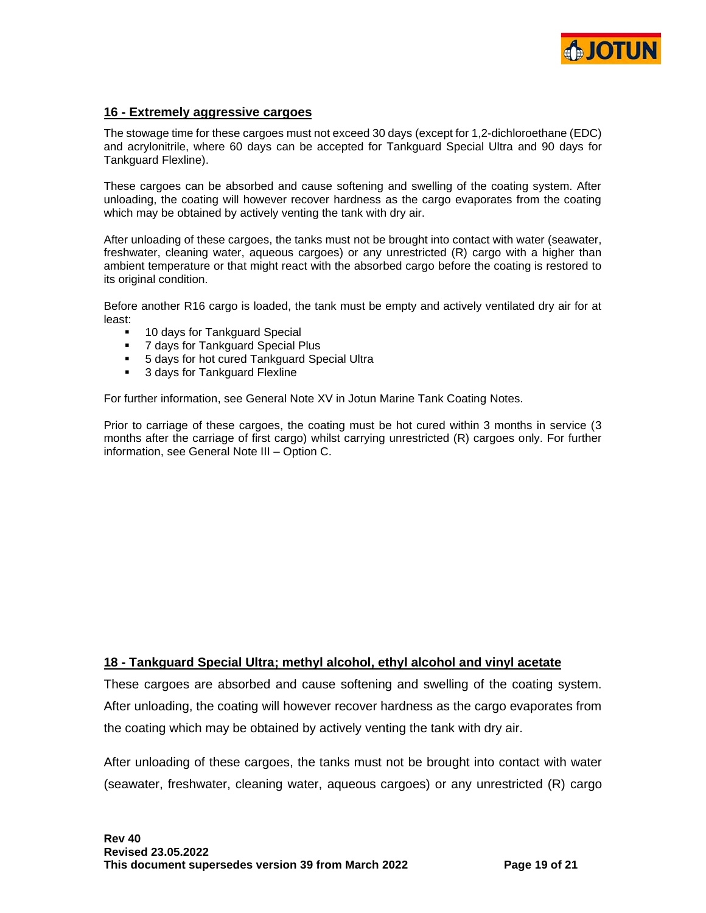## 16 - Extremely aggressive cargoes

The stowage time for these cargoes must not exceed 30 days (except for 1,2-dichloroethane (EDC) and acrylonitrile, where 60 days can be accepted for Tankguard Special Ultra and 90 days for Tankguard Flexline).

These cargoes can be absorbed and cause softening and swelling of the coating system. After unloading, the coating will however recover hardness as the cargo evaporates from the coating which may be obtained by actively venting the tank with dry air.

After unloading of these cargoes, the tanks must not be brought into contact with water (seawater, freshwater, cleaning water, aqueous cargoes) or any unrestricted (R) cargo with a higher than ambient temperature or that might react with the absorbed cargo before the coating is restored to its original condition.

Before another R16 cargo is loaded, the tank must be empty and actively ventilated dry air for at least:

- 10 days for Tankguard Special
- 7 days for Tankguard Special Plus
- 5 days for hot cured Tankguard Special Ultra
- 3 days for Tankguard Flexline

For further information, see General Note XV in Jotun Marine Tank Coating Notes.

Prior to carriage of these cargoes, the coating must be hot cured within 3 months in service (3 months after the carriage of first cargo) whilst carrying unrestricted (R) cargoes only. For further information, see General Note III – Option C.

## 18 - Tankguard Special Ultra; methyl alcohol, ethyl alcohol and vinyl acetate

These cargoes are absorbed and cause softening and swelling of the coating system. After unloading, the coating will however recover hardness as the cargo evaporates from the coating which may be obtained by actively venting the tank with dry air.

After unloading of these cargoes, the tanks must not be brought into contact with water (seawater, freshwater, cleaning water, aqueous cargoes) or any unrestricted (R) cargo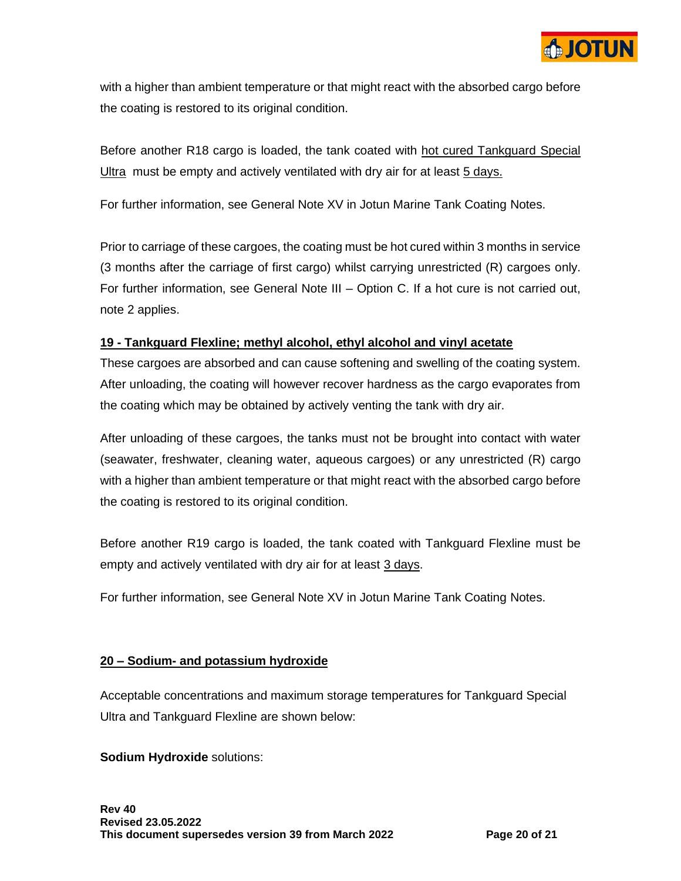with a higher than ambient temperature or that might react with the absorbed cargo before the coating is restored to its original condition.

Before another R18 cargo is loaded, the tank coated with <u>hot cured Tankguard Special Ultra</u> must be empty and actively ventilated with dry air for at least <u>5 days.</u>

For further information, see General Note XV in Jotun Marine Tank Coating Notes.

Prior to carriage of these cargoes, the coating must be hot cured within 3 months in service (3 months after the carriage of first cargo) whilst carrying unrestricted (R) cargoes only. For further information, see General Note III – Option C. If a hot cure is not carried out, note 2 applies.

**<u>19 - Tankguard Flexline; methyl alcohol, ethyl alcohol and vinyl acetate</u>**

These cargoes are absorbed and can cause softening and swelling of the coating system. After unloading, the coating will however recover hardness as the cargo evaporates from the coating which may be obtained by actively venting the tank with dry air.

After unloading of these cargoes, the tanks must not be brought into contact with water (seawater, freshwater, cleaning water, aqueous cargoes) or any unrestricted (R) cargo with a higher than ambient temperature or that might react with the absorbed cargo before the coating is restored to its original condition.

Before another R19 cargo is loaded, the tank coated with Tankguard Flexline must be empty and actively ventilated with dry air for at least <u>3 days</u>.

For further information, see General Note XV in Jotun Marine Tank Coating Notes.

**<u>20 – Sodium- and potassium hydroxide</u>**

Acceptable concentrations and maximum storage temperatures for Tankguard Special Ultra and Tankguard Flexline are shown below:

**Sodium Hydroxide** solutions:

**Rev 40**
**Revised 23.05.2022**
**This document supersedes version 39 from March 2022**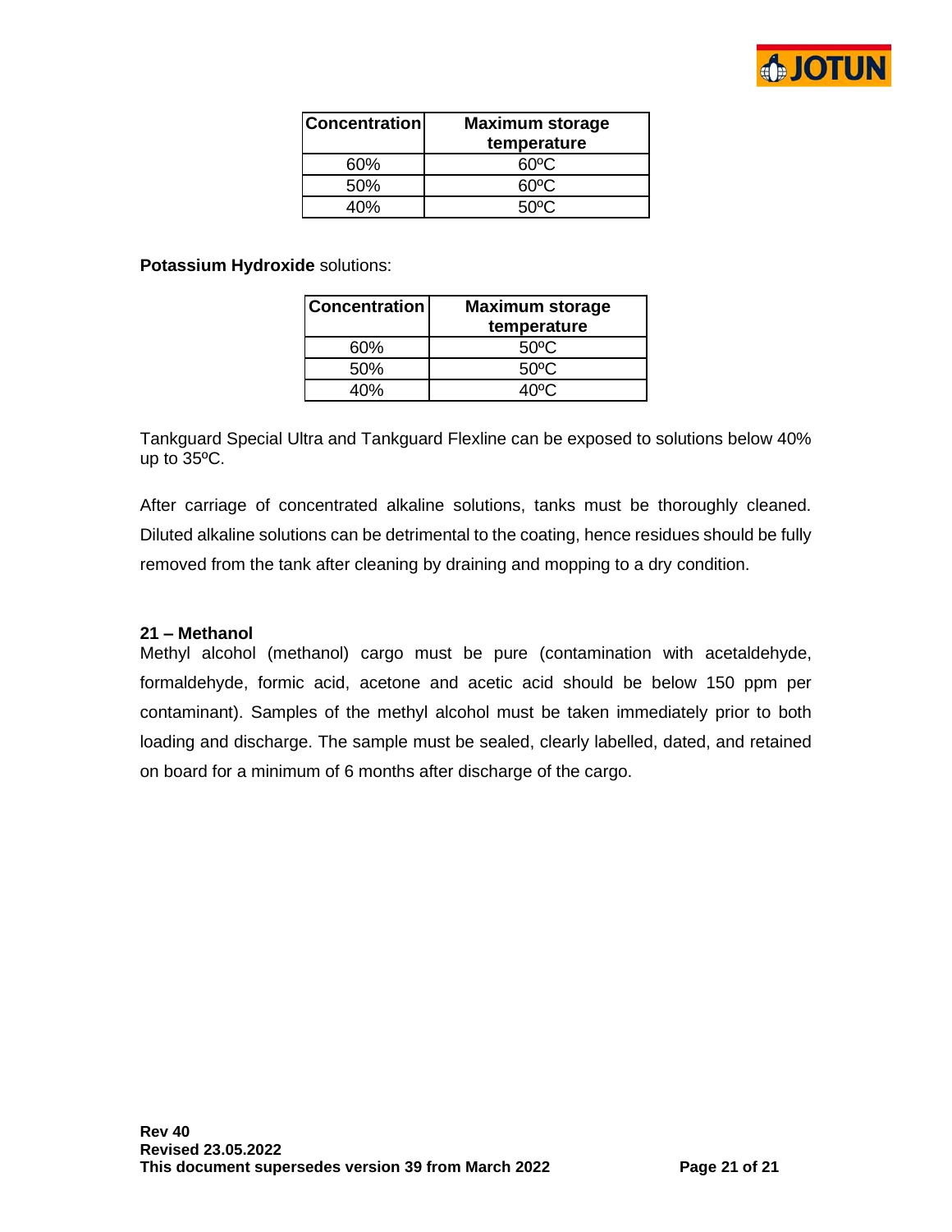| Concentration | Maximum storage temperature |
|---|---|
| 60% | 60ºC |
| 50% | 60ºC |
| 40% | 50ºC |

**Potassium Hydroxide** solutions:

| Concentration | Maximum storage temperature |
|---|---|
| 60% | 50ºC |
| 50% | 50ºC |
| 40% | 40ºC |

Tankguard Special Ultra and Tankguard Flexline can be exposed to solutions below 40% up to 35ºC.

After carriage of concentrated alkaline solutions, tanks must be thoroughly cleaned. Diluted alkaline solutions can be detrimental to the coating, hence residues should be fully removed from the tank after cleaning by draining and mopping to a dry condition.

**21 – Methanol**

Methyl alcohol (methanol) cargo must be pure (contamination with acetaldehyde, formaldehyde, formic acid, acetone and acetic acid should be below 150 ppm per contaminant). Samples of the methyl alcohol must be taken immediately prior to both loading and discharge. The sample must be sealed, clearly labelled, dated, and retained on board for a minimum of 6 months after discharge of the cargo.

**Rev 40**
**Revised 23.05.2022**
**This document supersedes version 39 from March 2022**